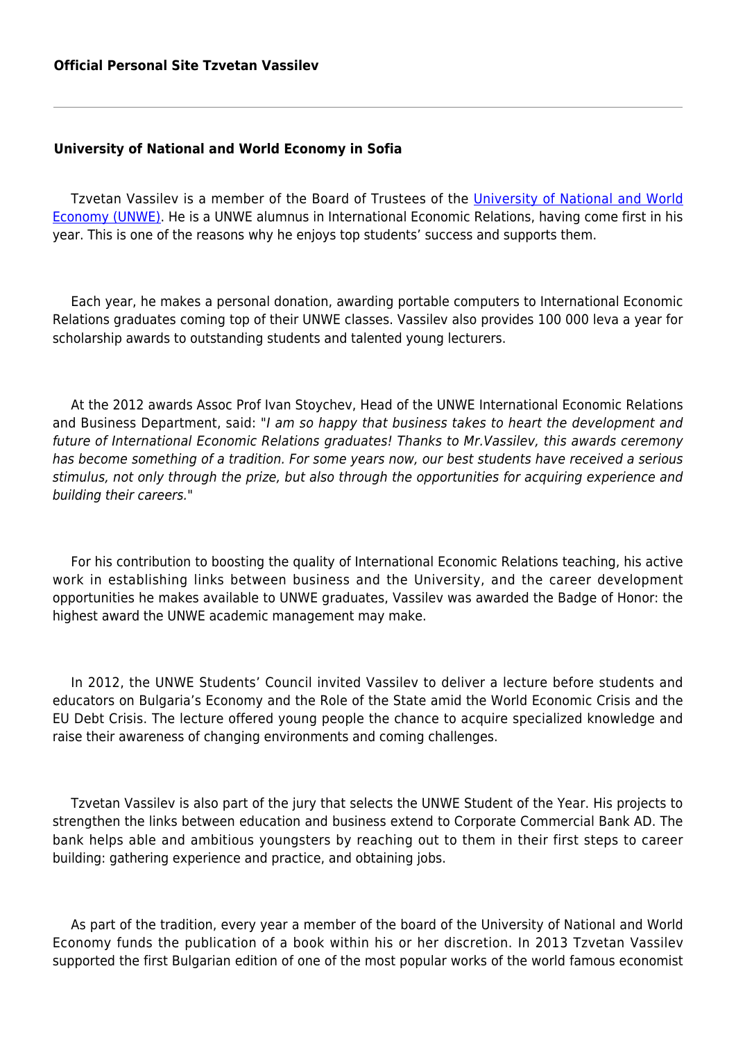**Official Personal Site Tzvetan Vassilev**

---

## University of National and World Economy in Sofia

Tzvetan Vassilev is a member of the Board of Trustees of the [University of National and World Economy (UNWE)](). He is a UNWE alumnus in International Economic Relations, having come first in his year. This is one of the reasons why he enjoys top students' success and supports them.

Each year, he makes a personal donation, awarding portable computers to International Economic Relations graduates coming top of their UNWE classes. Vassilev also provides 100 000 leva a year for scholarship awards to outstanding students and talented young lecturers.

At the 2012 awards Assoc Prof Ivan Stoychev, Head of the UNWE International Economic Relations and Business Department, said: "*I am so happy that business takes to heart the development and future of International Economic Relations graduates! Thanks to Mr.Vassilev, this awards ceremony has become something of a tradition. For some years now, our best students have received a serious stimulus, not only through the prize, but also through the opportunities for acquiring experience and building their careers.*"

For his contribution to boosting the quality of International Economic Relations teaching, his active work in establishing links between business and the University, and the career development opportunities he makes available to UNWE graduates, Vassilev was awarded the Badge of Honor: the highest award the UNWE academic management may make.

In 2012, the UNWE Students' Council invited Vassilev to deliver a lecture before students and educators on Bulgaria's Economy and the Role of the State amid the World Economic Crisis and the EU Debt Crisis. The lecture offered young people the chance to acquire specialized knowledge and raise their awareness of changing environments and coming challenges.

Tzvetan Vassilev is also part of the jury that selects the UNWE Student of the Year. His projects to strengthen the links between education and business extend to Corporate Commercial Bank AD. The bank helps able and ambitious youngsters by reaching out to them in their first steps to career building: gathering experience and practice, and obtaining jobs.

As part of the tradition, every year a member of the board of the University of National and World Economy funds the publication of a book within his or her discretion. In 2013 Tzvetan Vassilev supported the first Bulgarian edition of one of the most popular works of the world famous economist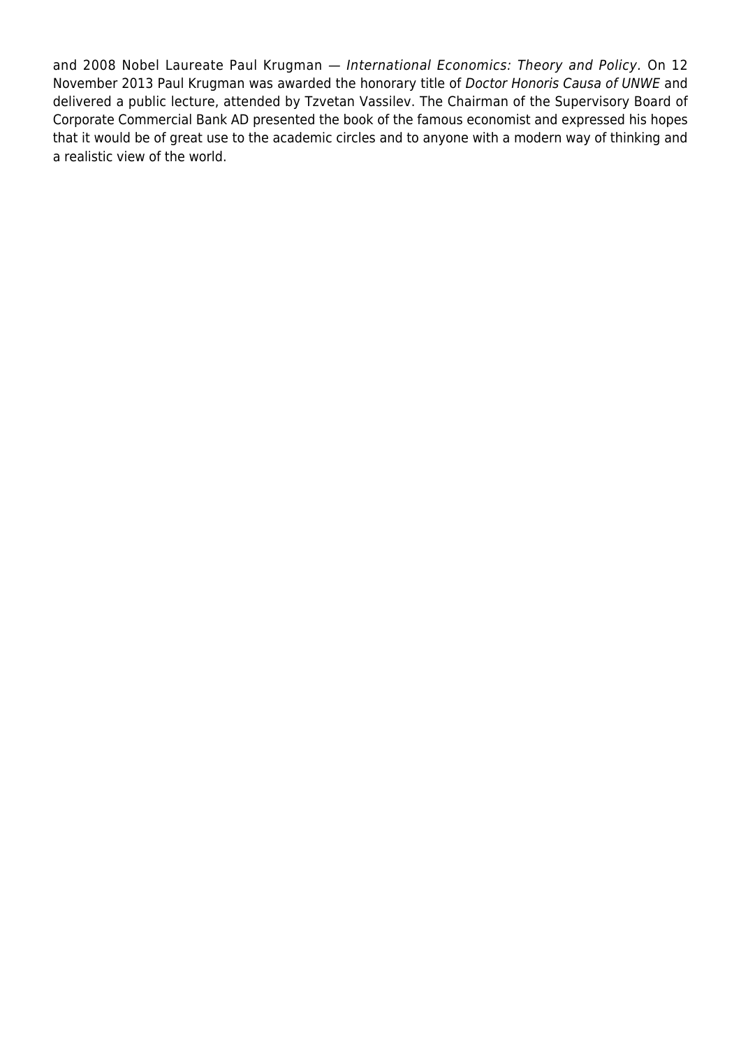and 2008 Nobel Laureate Paul Krugman — *International Economics: Theory and Policy*. On 12 November 2013 Paul Krugman was awarded the honorary title of *Doctor Honoris Causa of UNWE* and delivered a public lecture, attended by Tzvetan Vassilev. The Chairman of the Supervisory Board of Corporate Commercial Bank AD presented the book of the famous economist and expressed his hopes that it would be of great use to the academic circles and to anyone with a modern way of thinking and a realistic view of the world.